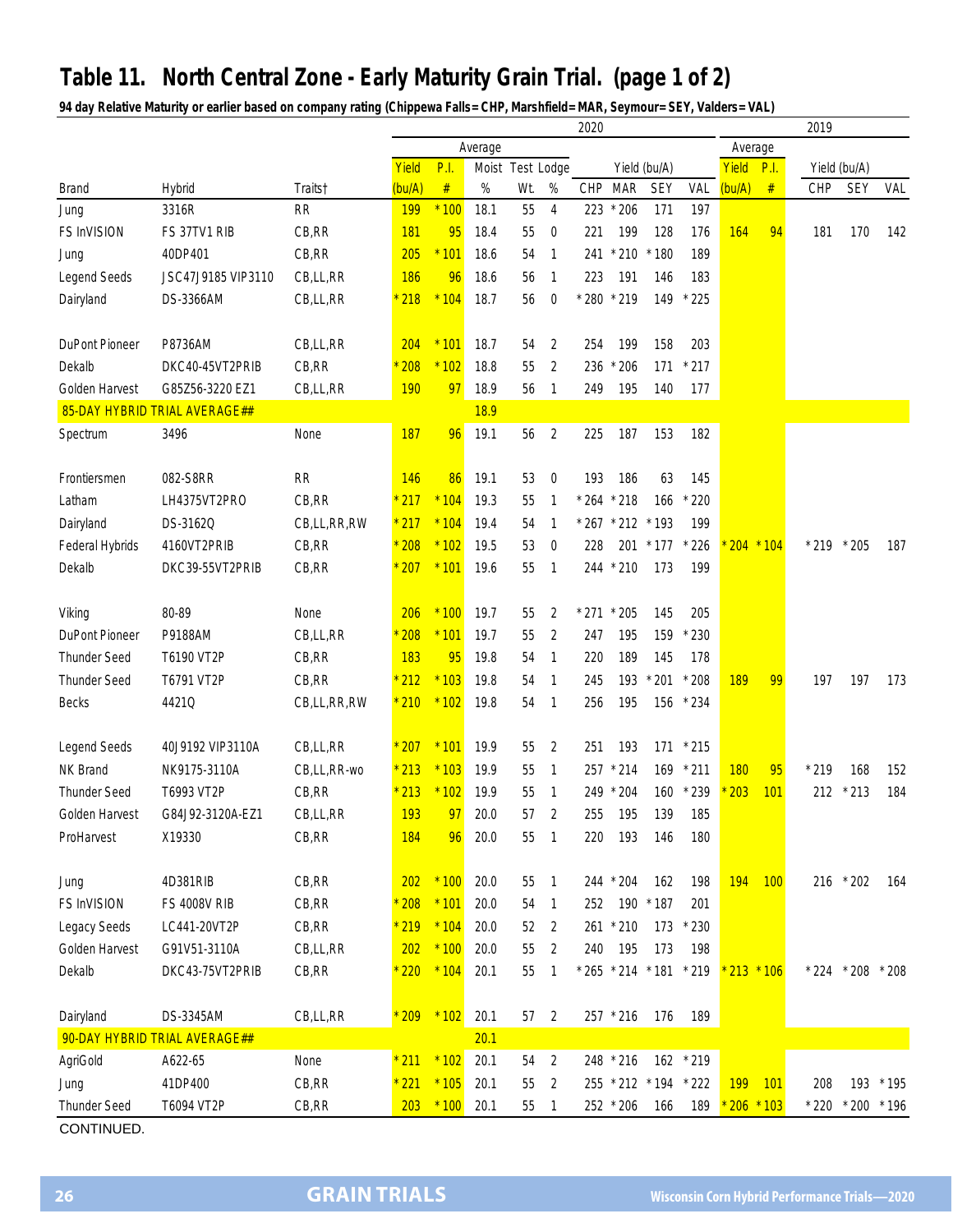# Table 11. North Central Zone - Early Maturity Grain Trial. (page 1 of 2)

**94 day Relative Maturity or earlier based on company rating (Chippewa Falls=CHP, Marshfield=MAR, Seymour=SEY, Valders=VAL)**

| | | | 2020 | | | | | | | | | | 2019 | | | | |
|---|---|---|---|---|---|---|---|---|---|---|---|---|---|---|---|---|---|
| | | | Average | | | | | | | | | | Average | | | | |
| | | | Yield | P.I. | Moist | Test | Lodge | Yield (bu/A) | | | | | Yield | P.I. | Yield (bu/A) | | |
| Brand | Hybrid | Traits† | (bu/A) | # | % | Wt. | % | CHP | MAR | SEY | VAL | | (bu/A) | # | CHP | SEY | VAL |
| Jung | 3316R | RR | 199 | *100 | 18.1 | 55 | 4 | 223 | *206 | 171 | 197 | | | | | | |
| FS InVISION | FS 37TV1 RIB | CB,RR | 181 | 95 | 18.4 | 55 | 0 | 221 | 199 | 128 | 176 | | 164 | 94 | 181 | 170 | 142 |
| Jung | 40DP401 | CB,RR | 205 | *101 | 18.6 | 54 | 1 | 241 | *210 | *180 | 189 | | | | | | |
| Legend Seeds | JSC47J9185 VIP3110 | CB,LL,RR | 186 | 96 | 18.6 | 56 | 1 | 223 | 191 | 146 | 183 | | | | | | |
| Dairyland | DS-3366AM | CB,LL,RR | *218 | *104 | 18.7 | 56 | 0 | *280 | *219 | 149 | *225 | | | | | | |
| DuPont Pioneer | P8736AM | CB,LL,RR | 204 | *101 | 18.7 | 54 | 2 | 254 | 199 | 158 | 203 | | | | | | |
| Dekalb | DKC40-45VT2PRIB | CB,RR | *208 | *102 | 18.8 | 55 | 2 | 236 | *206 | 171 | *217 | | | | | | |
| Golden Harvest | G85Z56-3220 EZ1 | CB,LL,RR | 190 | 97 | 18.9 | 56 | 1 | 249 | 195 | 140 | 177 | | | | | | |
| 85-DAY HYBRID TRIAL AVERAGE## | | | | | 18.9 | | | | | | | | | | | | |
| Spectrum | 3496 | None | 187 | 96 | 19.1 | 56 | 2 | 225 | 187 | 153 | 182 | | | | | | |
| Frontiersmen | 082-S8RR | RR | 146 | 86 | 19.1 | 53 | 0 | 193 | 186 | 63 | 145 | | | | | | |
| Latham | LH4375VT2PRO | CB,RR | *217 | *104 | 19.3 | 55 | 1 | *264 | *218 | 166 | *220 | | | | | | |
| Dairyland | DS-3162Q | CB,LL,RR,RW | *217 | *104 | 19.4 | 54 | 1 | *267 | *212 | *193 | 199 | | | | | | |
| Federal Hybrids | 4160VT2PRIB | CB,RR | *208 | *102 | 19.5 | 53 | 0 | 228 | 201 | *177 | *226 | | *204 | *104 | *219 | *205 | 187 |
| Dekalb | DKC39-55VT2PRIB | CB,RR | *207 | *101 | 19.6 | 55 | 1 | 244 | *210 | 173 | 199 | | | | | | |
| Viking | 80-89 | None | 206 | *100 | 19.7 | 55 | 2 | *271 | *205 | 145 | 205 | | | | | | |
| DuPont Pioneer | P9188AM | CB,LL,RR | *208 | *101 | 19.7 | 55 | 2 | 247 | 195 | 159 | *230 | | | | | | |
| Thunder Seed | T6190 VT2P | CB,RR | 183 | 95 | 19.8 | 54 | 1 | 220 | 189 | 145 | 178 | | | | | | |
| Thunder Seed | T6791 VT2P | CB,RR | *212 | *103 | 19.8 | 54 | 1 | 245 | 193 | *201 | *208 | | 189 | 99 | 197 | 197 | 173 |
| Becks | 4421Q | CB,LL,RR,RW | *210 | *102 | 19.8 | 54 | 1 | 256 | 195 | 156 | *234 | | | | | | |
| Legend Seeds | 40J9192 VIP3110A | CB,LL,RR | *207 | *101 | 19.9 | 55 | 2 | 251 | 193 | 171 | *215 | | | | | | |
| NK Brand | NK9175-3110A | CB,LL,RR-wo | *213 | *103 | 19.9 | 55 | 1 | 257 | *214 | 169 | *211 | | 180 | 95 | *219 | 168 | 152 |
| Thunder Seed | T6993 VT2P | CB,RR | *213 | *102 | 19.9 | 55 | 1 | 249 | *204 | 160 | *239 | | *203 | 101 | 212 | *213 | 184 |
| Golden Harvest | G84J92-3120A-EZ1 | CB,LL,RR | 193 | 97 | 20.0 | 57 | 2 | 255 | 195 | 139 | 185 | | | | | | |
| ProHarvest | X19330 | CB,RR | 184 | 96 | 20.0 | 55 | 1 | 220 | 193 | 146 | 180 | | | | | | |
| Jung | 4D381RIB | CB,RR | 202 | *100 | 20.0 | 55 | 1 | 244 | *204 | 162 | 198 | | 194 | 100 | 216 | *202 | 164 |
| FS InVISION | FS 4008V RIB | CB,RR | *208 | *101 | 20.0 | 54 | 1 | 252 | 190 | *187 | 201 | | | | | | |
| Legacy Seeds | LC441-20VT2P | CB,RR | *219 | *104 | 20.0 | 52 | 2 | 261 | *210 | 173 | *230 | | | | | | |
| Golden Harvest | G91V51-3110A | CB,LL,RR | 202 | *100 | 20.0 | 55 | 2 | 240 | 195 | 173 | 198 | | | | | | |
| Dekalb | DKC43-75VT2PRIB | CB,RR | *220 | *104 | 20.1 | 55 | 1 | *265 | *214 | *181 | *219 | | *213 | *106 | *224 | *208 | *208 |
| Dairyland | DS-3345AM | CB,LL,RR | *209 | *102 | 20.1 | 57 | 2 | 257 | *216 | 176 | 189 | | | | | | |
| 90-DAY HYBRID TRIAL AVERAGE## | | | | | 20.1 | | | | | | | | | | | | |
| AgriGold | A622-65 | None | *211 | *102 | 20.1 | 54 | 2 | 248 | *216 | 162 | *219 | | | | | | |
| Jung | 41DP400 | CB,RR | *221 | *105 | 20.1 | 55 | 2 | 255 | *212 | *194 | *222 | | 199 | 101 | 208 | 193 | *195 |
| Thunder Seed | T6094 VT2P | CB,RR | 203 | *100 | 20.1 | 55 | 1 | 252 | *206 | 166 | 189 | | *206 | *103 | *220 | *200 | *196 |

CONTINUED.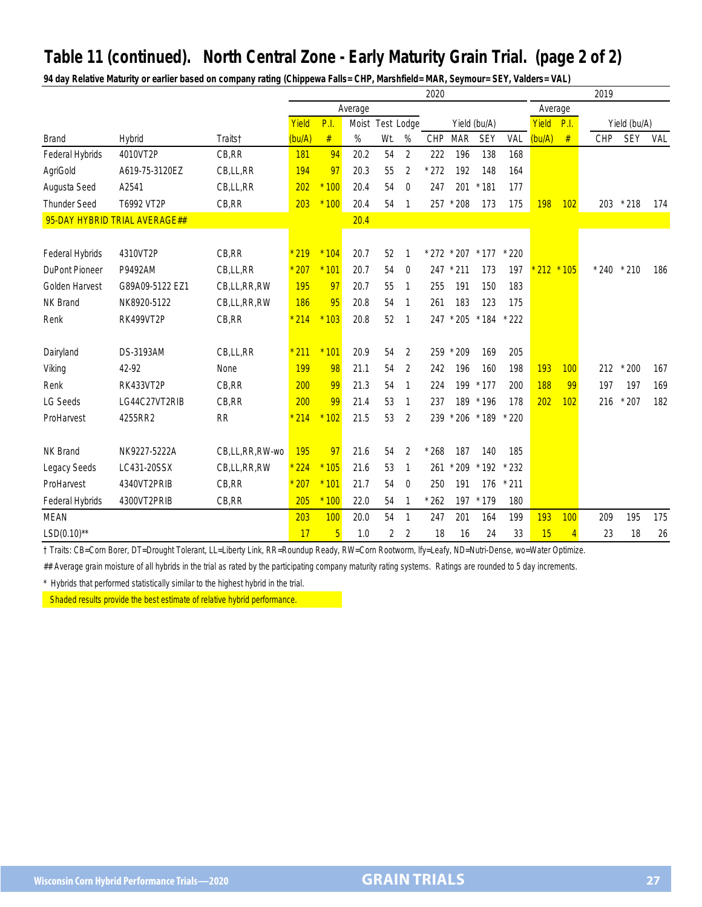# Table 11 (continued). North Central Zone - Early Maturity Grain Trial. (page 2 of 2)

**94 day Relative Maturity or earlier based on company rating (Chippewa Falls=CHP, Marshfield=MAR, Seymour=SEY, Valders=VAL)**

| | | | 2020 | | | | | | | | | | 2019 | | | | |
|---|---|---|---|---|---|---|---|---|---|---|---|---|---|---|---|---|---|
| | | | Average | | | | | | | | | | Average | | | | |
| | | | Yield | P.I. | Moist | Test | Lodge | Yield (bu/A) | | | | | Yield | P.I. | Yield (bu/A) | | |
| Brand | Hybrid | Traits† | (bu/A) | # | % | Wt. | % | CHP | MAR | SEY | VAL | | (bu/A) | # | CHP | SEY | VAL |
| Federal Hybrids | 4010VT2P | CB,RR | 181 | 94 | 20.2 | 54 | 2 | 222 | 196 | 138 | 168 | | | | | | |
| AgriGold | A619-75-3120EZ | CB,LL,RR | 194 | 97 | 20.3 | 55 | 2 | *272 | 192 | 148 | 164 | | | | | | |
| Augusta Seed | A2541 | CB,LL,RR | 202 | *100 | 20.4 | 54 | 0 | 247 | 201 | *181 | 177 | | | | | | |
| Thunder Seed | T6992 VT2P | CB,RR | 203 | *100 | 20.4 | 54 | 1 | 257 | *208 | 173 | 175 | | 198 | 102 | 203 | *218 | 174 |
| 95-DAY HYBRID TRIAL AVERAGE## | | | | | 20.4 | | | | | | | | | | | | |
| Federal Hybrids | 4310VT2P | CB,RR | *219 | *104 | 20.7 | 52 | 1 | *272 | *207 | *177 | *220 | | | | | | |
| DuPont Pioneer | P9492AM | CB,LL,RR | *207 | *101 | 20.7 | 54 | 0 | 247 | *211 | 173 | 197 | | *212 | *105 | *240 | *210 | 186 |
| Golden Harvest | G89A09-5122 EZ1 | CB,LL,RR,RW | 195 | 97 | 20.7 | 55 | 1 | 255 | 191 | 150 | 183 | | | | | | |
| NK Brand | NK8920-5122 | CB,LL,RR,RW | 186 | 95 | 20.8 | 54 | 1 | 261 | 183 | 123 | 175 | | | | | | |
| Renk | RK499VT2P | CB,RR | *214 | *103 | 20.8 | 52 | 1 | 247 | *205 | *184 | *222 | | | | | | |
| Dairyland | DS-3193AM | CB,LL,RR | *211 | *101 | 20.9 | 54 | 2 | 259 | *209 | 169 | 205 | | | | | | |
| Viking | 42-92 | None | 199 | 98 | 21.1 | 54 | 2 | 242 | 196 | 160 | 198 | | 193 | 100 | 212 | *200 | 167 |
| Renk | RK433VT2P | CB,RR | 200 | 99 | 21.3 | 54 | 1 | 224 | 199 | *177 | 200 | | 188 | 99 | 197 | 197 | 169 |
| LG Seeds | LG44C27VT2RIB | CB,RR | 200 | 99 | 21.4 | 53 | 1 | 237 | 189 | *196 | 178 | | 202 | 102 | 216 | *207 | 182 |
| ProHarvest | 4255RR2 | RR | *214 | *102 | 21.5 | 53 | 2 | 239 | *206 | *189 | *220 | | | | | | |
| NK Brand | NK9227-5222A | CB,LL,RR,RW-wo | 195 | 97 | 21.6 | 54 | 2 | *268 | 187 | 140 | 185 | | | | | | |
| Legacy Seeds | LC431-20SSX | CB,LL,RR,RW | *224 | *105 | 21.6 | 53 | 1 | 261 | *209 | *192 | *232 | | | | | | |
| ProHarvest | 4340VT2PRIB | CB,RR | *207 | *101 | 21.7 | 54 | 0 | 250 | 191 | 176 | *211 | | | | | | |
| Federal Hybrids | 4300VT2PRIB | CB,RR | 205 | *100 | 22.0 | 54 | 1 | *262 | 197 | *179 | 180 | | | | | | |
| MEAN | | | 203 | 100 | 20.0 | 54 | 1 | 247 | 201 | 164 | 199 | | 193 | 100 | 209 | 195 | 175 |
| LSD(0.10)** | | | 17 | 5 | 1.0 | 2 | 2 | 18 | 16 | 24 | 33 | | 15 | 4 | 23 | 18 | 26 |

† Traits: CB=Corn Borer, DT=Drought Tolerant, LL=Liberty Link, RR=Roundup Ready, RW=Corn Rootworm, lfy=Leafy, ND=Nutri-Dense, wo=Water Optimize.

## Average grain moisture of all hybrids in the trial as rated by the participating company maturity rating systems. Ratings are rounded to 5 day increments.

* Hybrids that performed statistically similar to the highest hybrid in the trial.

Shaded results provide the best estimate of relative hybrid performance.